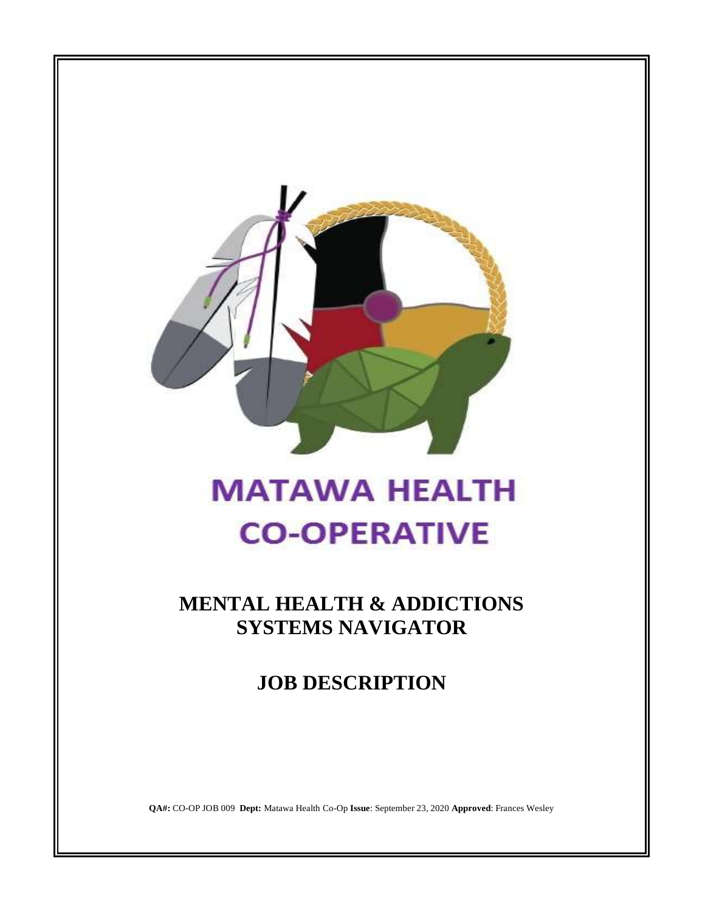# MATAWA HEALTH CO-OPERATIVE

## MENTAL HEALTH & ADDICTIONS SYSTEMS NAVIGATOR

## JOB DESCRIPTION

**QA#:** CO-OP JOB 009 **Dept:** Matawa Health Co-Op **Issue**: September 23, 2020 **Approved**: Frances Wesley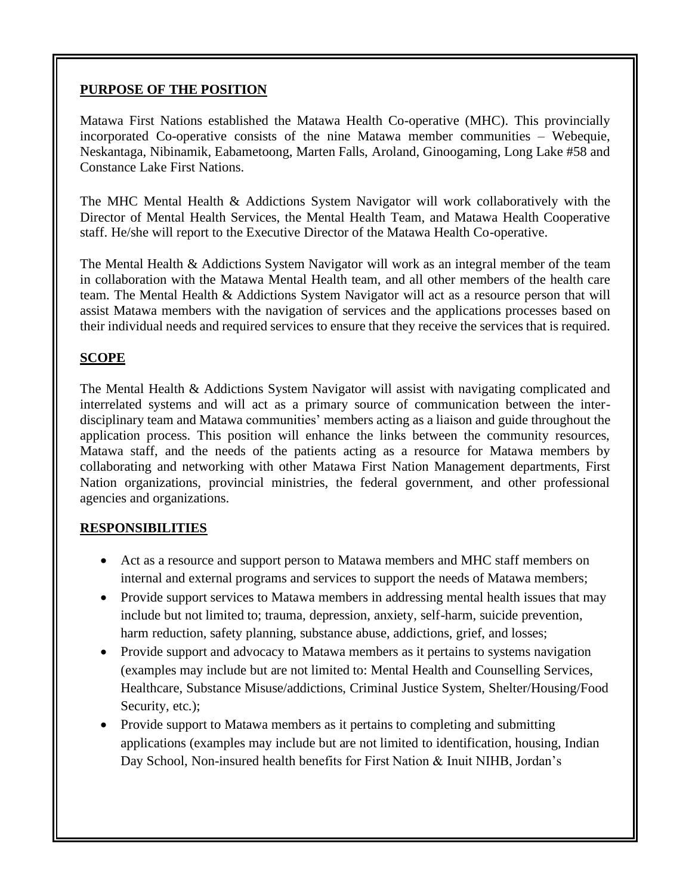## PURPOSE OF THE POSITION

Matawa First Nations established the Matawa Health Co-operative (MHC). This provincially incorporated Co-operative consists of the nine Matawa member communities – Webequie, Neskantaga, Nibinamik, Eabametoong, Marten Falls, Aroland, Ginoogaming, Long Lake #58 and Constance Lake First Nations.

The MHC Mental Health & Addictions System Navigator will work collaboratively with the Director of Mental Health Services, the Mental Health Team, and Matawa Health Cooperative staff. He/she will report to the Executive Director of the Matawa Health Co-operative.

The Mental Health & Addictions System Navigator will work as an integral member of the team in collaboration with the Matawa Mental Health team, and all other members of the health care team. The Mental Health & Addictions System Navigator will act as a resource person that will assist Matawa members with the navigation of services and the applications processes based on their individual needs and required services to ensure that they receive the services that is required.

## SCOPE

The Mental Health & Addictions System Navigator will assist with navigating complicated and interrelated systems and will act as a primary source of communication between the inter-disciplinary team and Matawa communities' members acting as a liaison and guide throughout the application process. This position will enhance the links between the community resources, Matawa staff, and the needs of the patients acting as a resource for Matawa members by collaborating and networking with other Matawa First Nation Management departments, First Nation organizations, provincial ministries, the federal government, and other professional agencies and organizations.

## RESPONSIBILITIES

- Act as a resource and support person to Matawa members and MHC staff members on internal and external programs and services to support the needs of Matawa members;
- Provide support services to Matawa members in addressing mental health issues that may include but not limited to; trauma, depression, anxiety, self-harm, suicide prevention, harm reduction, safety planning, substance abuse, addictions, grief, and losses;
- Provide support and advocacy to Matawa members as it pertains to systems navigation (examples may include but are not limited to: Mental Health and Counselling Services, Healthcare, Substance Misuse/addictions, Criminal Justice System, Shelter/Housing/Food Security, etc.);
- Provide support to Matawa members as it pertains to completing and submitting applications (examples may include but are not limited to identification, housing, Indian Day School, Non-insured health benefits for First Nation & Inuit NIHB, Jordan's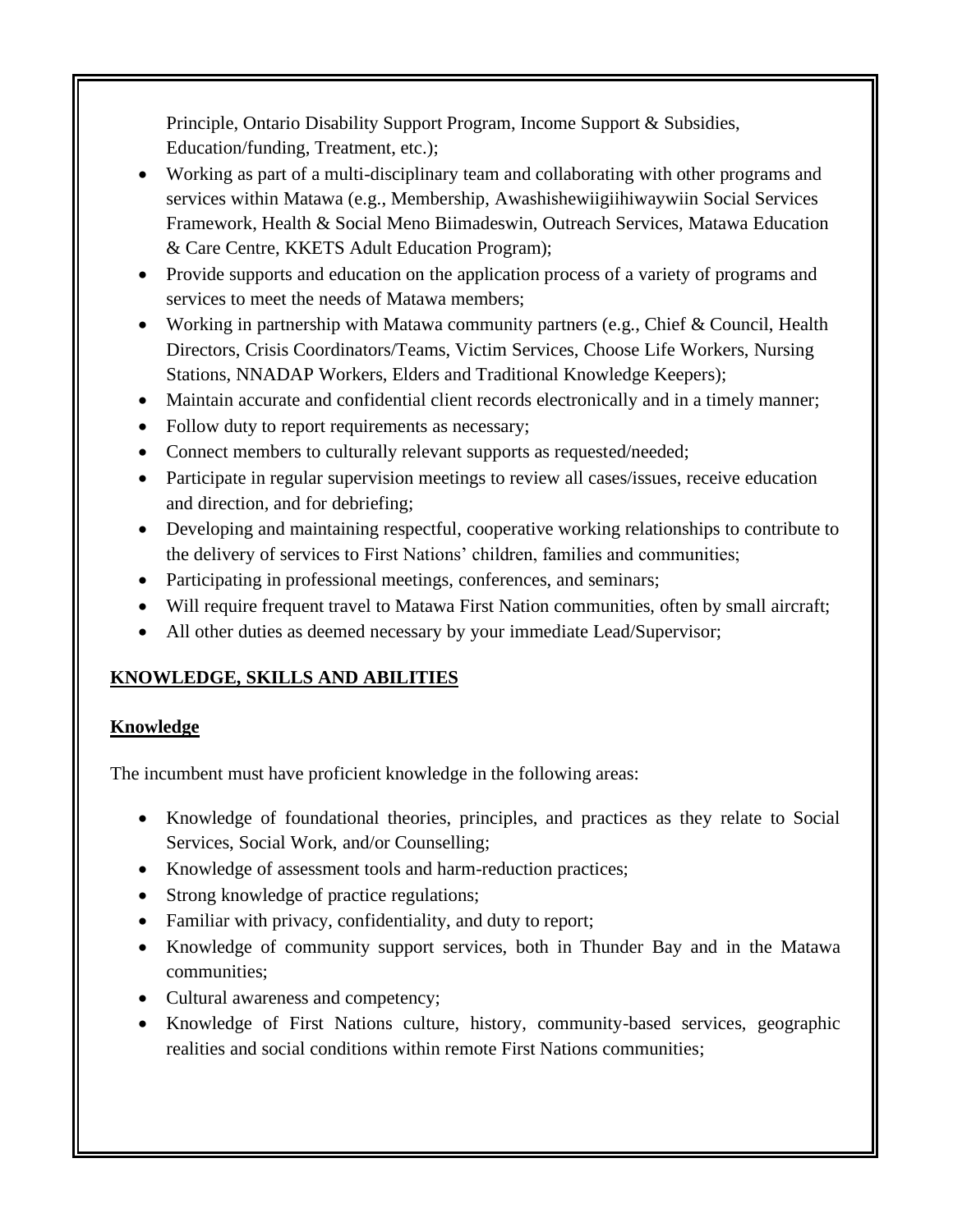Principle, Ontario Disability Support Program, Income Support & Subsidies, Education/funding, Treatment, etc.);

- Working as part of a multi-disciplinary team and collaborating with other programs and services within Matawa (e.g., Membership, Awashishewiigiihiwaywiin Social Services Framework, Health & Social Meno Biimadeswin, Outreach Services, Matawa Education & Care Centre, KKETS Adult Education Program);
- Provide supports and education on the application process of a variety of programs and services to meet the needs of Matawa members;
- Working in partnership with Matawa community partners (e.g., Chief & Council, Health Directors, Crisis Coordinators/Teams, Victim Services, Choose Life Workers, Nursing Stations, NNADAP Workers, Elders and Traditional Knowledge Keepers);
- Maintain accurate and confidential client records electronically and in a timely manner;
- Follow duty to report requirements as necessary;
- Connect members to culturally relevant supports as requested/needed;
- Participate in regular supervision meetings to review all cases/issues, receive education and direction, and for debriefing;
- Developing and maintaining respectful, cooperative working relationships to contribute to the delivery of services to First Nations' children, families and communities;
- Participating in professional meetings, conferences, and seminars;
- Will require frequent travel to Matawa First Nation communities, often by small aircraft;
- All other duties as deemed necessary by your immediate Lead/Supervisor;

## KNOWLEDGE, SKILLS AND ABILITIES

### Knowledge

The incumbent must have proficient knowledge in the following areas:

- Knowledge of foundational theories, principles, and practices as they relate to Social Services, Social Work, and/or Counselling;
- Knowledge of assessment tools and harm-reduction practices;
- Strong knowledge of practice regulations;
- Familiar with privacy, confidentiality, and duty to report;
- Knowledge of community support services, both in Thunder Bay and in the Matawa communities;
- Cultural awareness and competency;
- Knowledge of First Nations culture, history, community-based services, geographic realities and social conditions within remote First Nations communities;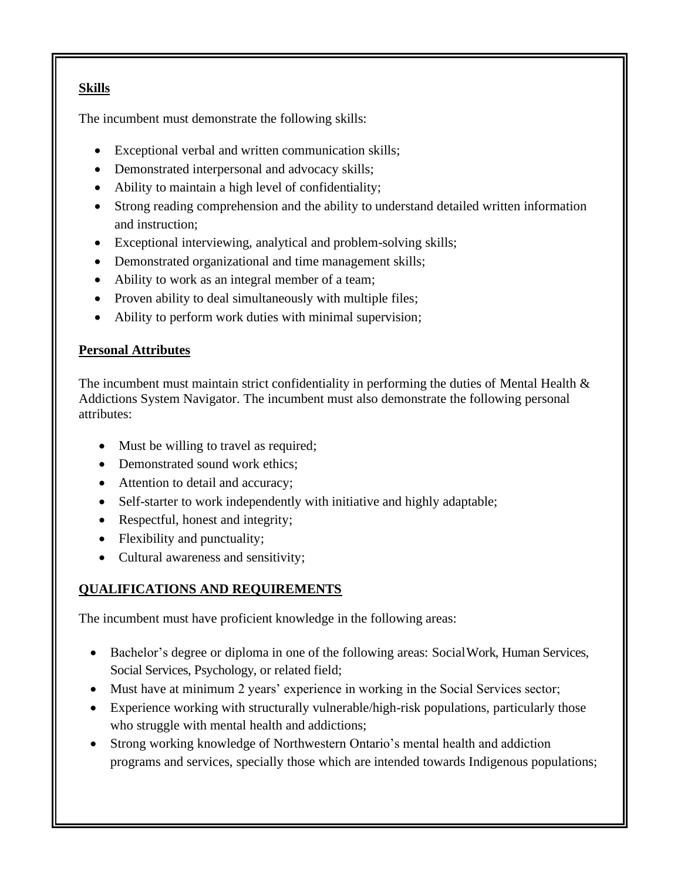**Skills**

The incumbent must demonstrate the following skills:

- Exceptional verbal and written communication skills;
- Demonstrated interpersonal and advocacy skills;
- Ability to maintain a high level of confidentiality;
- Strong reading comprehension and the ability to understand detailed written information and instruction;
- Exceptional interviewing, analytical and problem-solving skills;
- Demonstrated organizational and time management skills;
- Ability to work as an integral member of a team;
- Proven ability to deal simultaneously with multiple files;
- Ability to perform work duties with minimal supervision;

**Personal Attributes**

The incumbent must maintain strict confidentiality in performing the duties of Mental Health & Addictions System Navigator. The incumbent must also demonstrate the following personal attributes:

- Must be willing to travel as required;
- Demonstrated sound work ethics;
- Attention to detail and accuracy;
- Self-starter to work independently with initiative and highly adaptable;
- Respectful, honest and integrity;
- Flexibility and punctuality;
- Cultural awareness and sensitivity;

**QUALIFICATIONS AND REQUIREMENTS**

The incumbent must have proficient knowledge in the following areas:

- Bachelor's degree or diploma in one of the following areas: Social Work, Human Services, Social Services, Psychology, or related field;
- Must have at minimum 2 years' experience in working in the Social Services sector;
- Experience working with structurally vulnerable/high-risk populations, particularly those who struggle with mental health and addictions;
- Strong working knowledge of Northwestern Ontario's mental health and addiction programs and services, specially those which are intended towards Indigenous populations;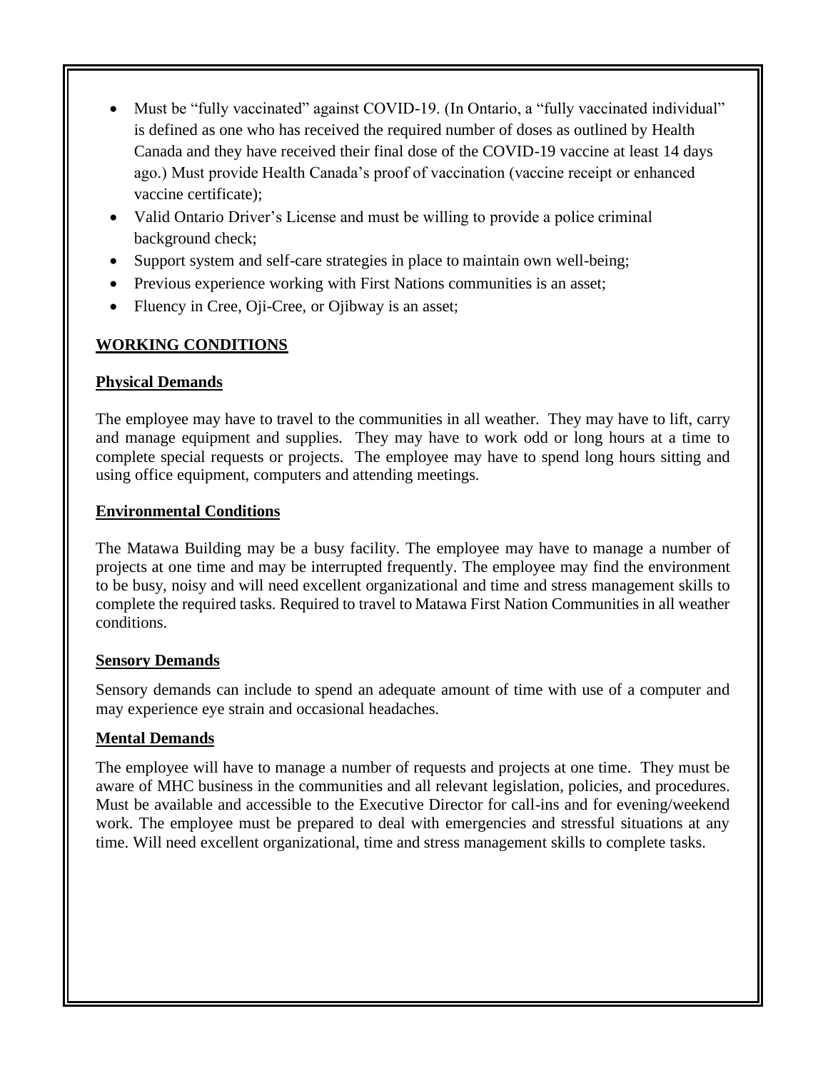- Must be "fully vaccinated" against COVID-19. (In Ontario, a "fully vaccinated individual" is defined as one who has received the required number of doses as outlined by Health Canada and they have received their final dose of the COVID-19 vaccine at least 14 days ago.) Must provide Health Canada's proof of vaccination (vaccine receipt or enhanced vaccine certificate);
- Valid Ontario Driver's License and must be willing to provide a police criminal background check;
- Support system and self-care strategies in place to maintain own well-being;
- Previous experience working with First Nations communities is an asset;
- Fluency in Cree, Oji-Cree, or Ojibway is an asset;

## WORKING CONDITIONS

### Physical Demands

The employee may have to travel to the communities in all weather. They may have to lift, carry and manage equipment and supplies. They may have to work odd or long hours at a time to complete special requests or projects. The employee may have to spend long hours sitting and using office equipment, computers and attending meetings.

### Environmental Conditions

The Matawa Building may be a busy facility. The employee may have to manage a number of projects at one time and may be interrupted frequently. The employee may find the environment to be busy, noisy and will need excellent organizational and time and stress management skills to complete the required tasks. Required to travel to Matawa First Nation Communities in all weather conditions.

### Sensory Demands

Sensory demands can include to spend an adequate amount of time with use of a computer and may experience eye strain and occasional headaches.

### Mental Demands

The employee will have to manage a number of requests and projects at one time. They must be aware of MHC business in the communities and all relevant legislation, policies, and procedures. Must be available and accessible to the Executive Director for call-ins and for evening/weekend work. The employee must be prepared to deal with emergencies and stressful situations at any time. Will need excellent organizational, time and stress management skills to complete tasks.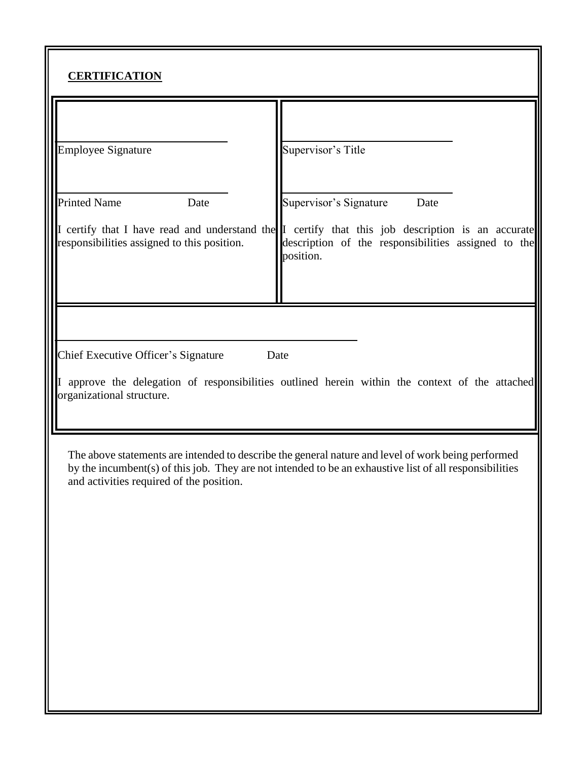**CERTIFICATION**

| | |
|---|---|
| Employee Signature<br><br>Printed Name Date<br><br>I certify that I have read and understand the responsibilities assigned to this position. | Supervisor's Title<br><br>Supervisor's Signature Date<br><br>I certify that this job description is an accurate description of the responsibilities assigned to the position. |

Chief Executive Officer's Signature Date

I approve the delegation of responsibilities outlined herein within the context of the attached organizational structure.

The above statements are intended to describe the general nature and level of work being performed by the incumbent(s) of this job. They are not intended to be an exhaustive list of all responsibilities and activities required of the position.